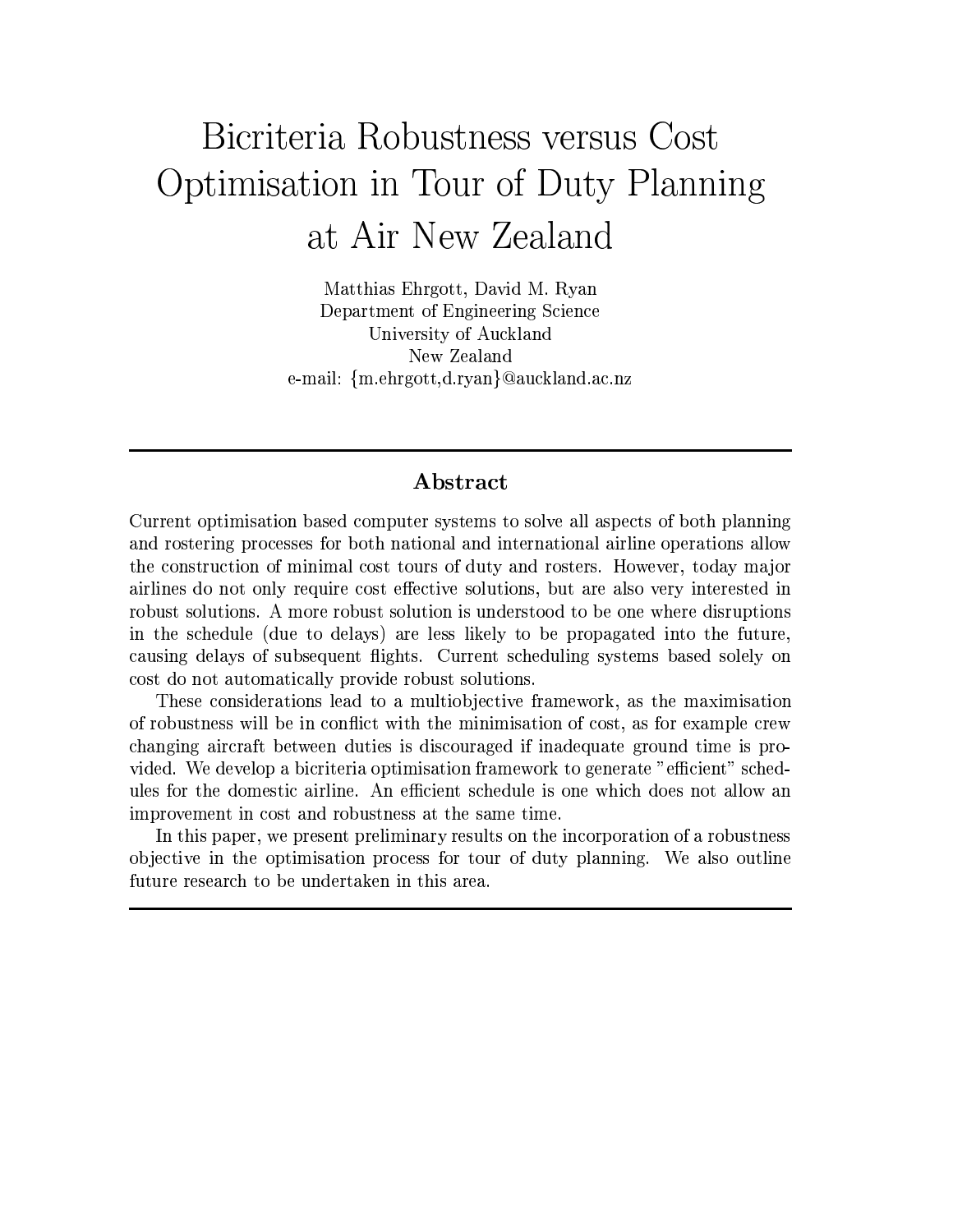# Bicriteria Robustness versus Cost Optimisation in Tour of Duty Planning at Air New Zealand

Matthias Ehrgott, David M. Ryan
Department of Engineering Science
University of Auckland
New Zealand
e-mail: {m.ehrgott,d.ryan}@auckland.ac.nz

---

## Abstract

Current optimisation based computer systems to solve all aspects of both planning and rostering processes for both national and international airline operations allow the construction of minimal cost tours of duty and rosters. However, today major airlines do not only require cost effective solutions, but are also very interested in robust solutions. A more robust solution is understood to be one where disruptions in the schedule (due to delays) are less likely to be propagated into the future, causing delays of subsequent flights. Current scheduling systems based solely on cost do not automatically provide robust solutions.

These considerations lead to a multiobjective framework, as the maximisation of robustness will be in conflict with the minimisation of cost, as for example crew changing aircraft between duties is discouraged if inadequate ground time is provided. We develop a bicriteria optimisation framework to generate "efficient" schedules for the domestic airline. An efficient schedule is one which does not allow an improvement in cost and robustness at the same time.

In this paper, we present preliminary results on the incorporation of a robustness objective in the optimisation process for tour of duty planning. We also outline future research to be undertaken in this area.

---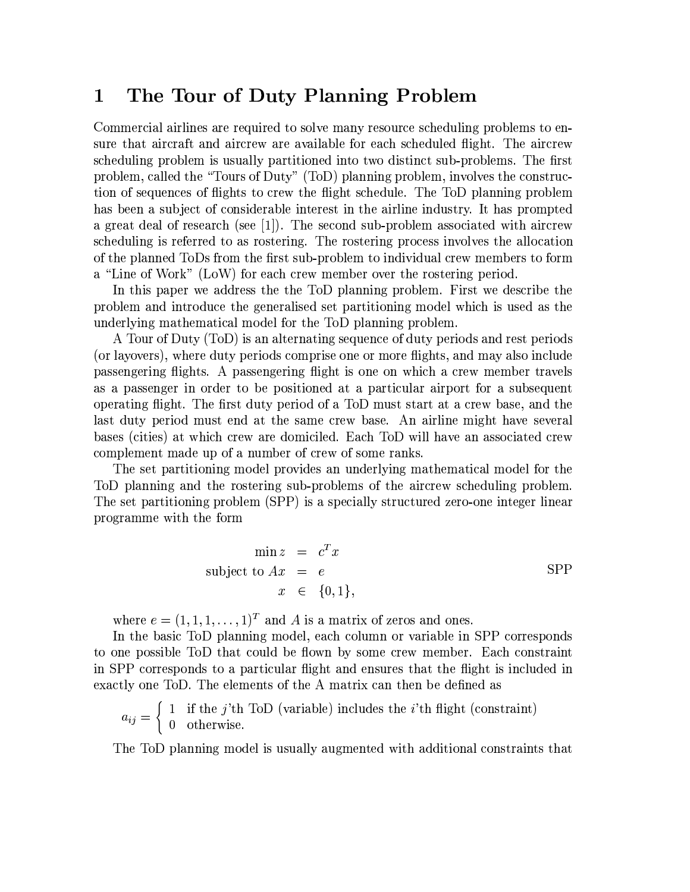# 1 The Tour of Duty Planning Problem

Commercial airlines are required to solve many resource scheduling problems to ensure that aircraft and aircrew are available for each scheduled flight. The aircrew scheduling problem is usually partitioned into two distinct sub-problems. The first problem, called the "Tours of Duty" (ToD) planning problem, involves the construction of sequences of flights to crew the flight schedule. The ToD planning problem has been a subject of considerable interest in the airline industry. It has prompted a great deal of research (see [1]). The second sub-problem associated with aircrew scheduling is referred to as rostering. The rostering process involves the allocation of the planned ToDs from the first sub-problem to individual crew members to form a "Line of Work" (LoW) for each crew member over the rostering period.

In this paper we address the the ToD planning problem. First we describe the problem and introduce the generalised set partitioning model which is used as the underlying mathematical model for the ToD planning problem.

A Tour of Duty (ToD) is an alternating sequence of duty periods and rest periods (or layovers), where duty periods comprise one or more flights, and may also include passengering flights. A passengering flight is one on which a crew member travels as a passenger in order to be positioned at a particular airport for a subsequent operating flight. The first duty period of a ToD must start at a crew base, and the last duty period must end at the same crew base. An airline might have several bases (cities) at which crew are domiciled. Each ToD will have an associated crew complement made up of a number of crew of some ranks.

The set partitioning model provides an underlying mathematical model for the ToD planning and the rostering sub-problems of the aircrew scheduling problem. The set partitioning problem (SPP) is a specially structured zero-one integer linear programme with the form

$$\begin{aligned} \min z &= c^T x \\ \text{subject to } Ax &= e \\ x &\in \{0,1\}, \end{aligned} \qquad \text{SPP}$$

where $e = (1, 1, 1, \dots, 1)^T$ and $A$ is a matrix of zeros and ones.

In the basic ToD planning model, each column or variable in SPP corresponds to one possible ToD that could be flown by some crew member. Each constraint in SPP corresponds to a particular flight and ensures that the flight is included in exactly one ToD. The elements of the A matrix can then be defined as

$$a_{ij} = \begin{cases} 1 & \text{if the } j\text{'th ToD (variable) includes the } i\text{'th flight (constraint)} \\ 0 & \text{otherwise.} \end{cases}$$

The ToD planning model is usually augmented with additional constraints that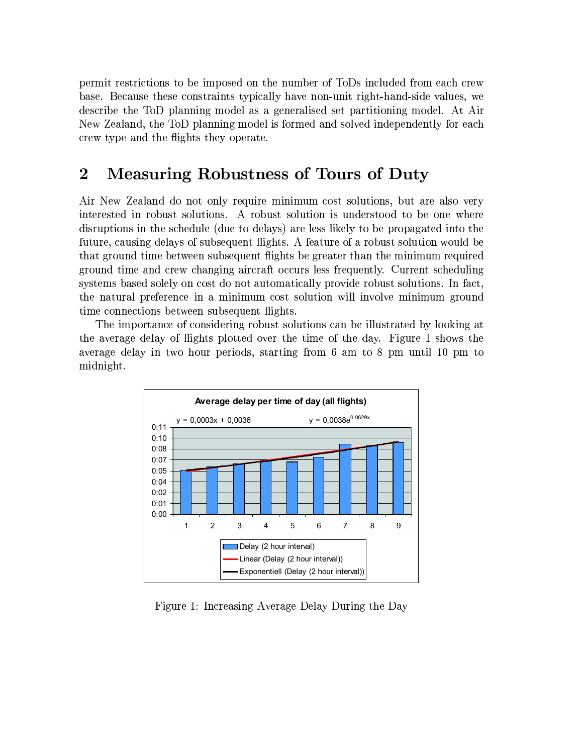permit restrictions to be imposed on the number of ToDs included from each crew base. Because these constraints typically have non-unit right-hand-side values, we describe the ToD planning model as a generalised set partitioning model. At Air New Zealand, the ToD planning model is formed and solved independently for each crew type and the flights they operate.

## 2 Measuring Robustness of Tours of Duty

Air New Zealand do not only require minimum cost solutions, but are also very interested in robust solutions. A robust solution is understood to be one where disruptions in the schedule (due to delays) are less likely to be propagated into the future, causing delays of subsequent flights. A feature of a robust solution would be that ground time between subsequent flights be greater than the minimum required ground time and crew changing aircraft occurs less frequently. Current scheduling systems based solely on cost do not automatically provide robust solutions. In fact, the natural preference in a minimum cost solution will involve minimum ground time connections between subsequent flights.

The importance of considering robust solutions can be illustrated by looking at the average delay of flights plotted over the time of the day. Figure 1 shows the average delay in two hour periods, starting from 6 am to 8 pm until 10 pm to midnight.

Figure 1: Increasing Average Delay During the Day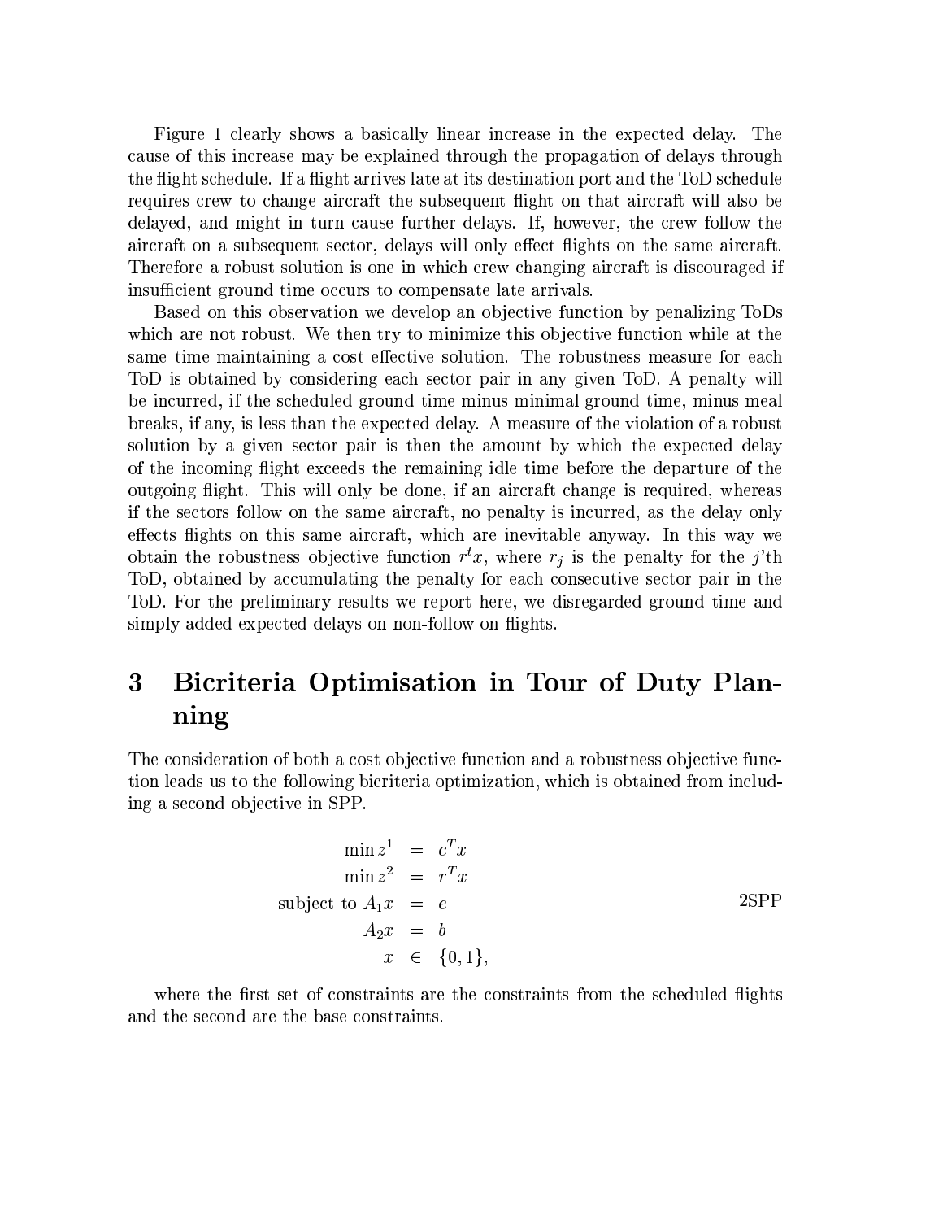Figure 1 clearly shows a basically linear increase in the expected delay. The cause of this increase may be explained through the propagation of delays through the flight schedule. If a flight arrives late at its destination port and the ToD schedule requires crew to change aircraft the subsequent flight on that aircraft will also be delayed, and might in turn cause further delays. If, however, the crew follow the aircraft on a subsequent sector, delays will only effect flights on the same aircraft. Therefore a robust solution is one in which crew changing aircraft is discouraged if insufficient ground time occurs to compensate late arrivals.

Based on this observation we develop an objective function by penalizing ToDs which are not robust. We then try to minimize this objective function while at the same time maintaining a cost effective solution. The robustness measure for each ToD is obtained by considering each sector pair in any given ToD. A penalty will be incurred, if the scheduled ground time minus minimal ground time, minus meal breaks, if any, is less than the expected delay. A measure of the violation of a robust solution by a given sector pair is then the amount by which the expected delay of the incoming flight exceeds the remaining idle time before the departure of the outgoing flight. This will only be done, if an aircraft change is required, whereas if the sectors follow on the same aircraft, no penalty is incurred, as the delay only effects flights on this same aircraft, which are inevitable anyway. In this way we obtain the robustness objective function $r^t x$, where $r_j$ is the penalty for the $j$'th ToD, obtained by accumulating the penalty for each consecutive sector pair in the ToD. For the preliminary results we report here, we disregarded ground time and simply added expected delays on non-follow on flights.

# 3 Bicriteria Optimisation in Tour of Duty Planning

The consideration of both a cost objective function and a robustness objective function leads us to the following bicriteria optimization, which is obtained from including a second objective in SPP.

$$
\begin{aligned}
\min z^1 &= c^T x \\
\min z^2 &= r^T x \\
\text{subject to } A_1 x &= e \\
A_2 x &= b \\
x &\in \{0, 1\},
\end{aligned}
\qquad \text{2SPP}
$$

where the first set of constraints are the constraints from the scheduled flights and the second are the base constraints.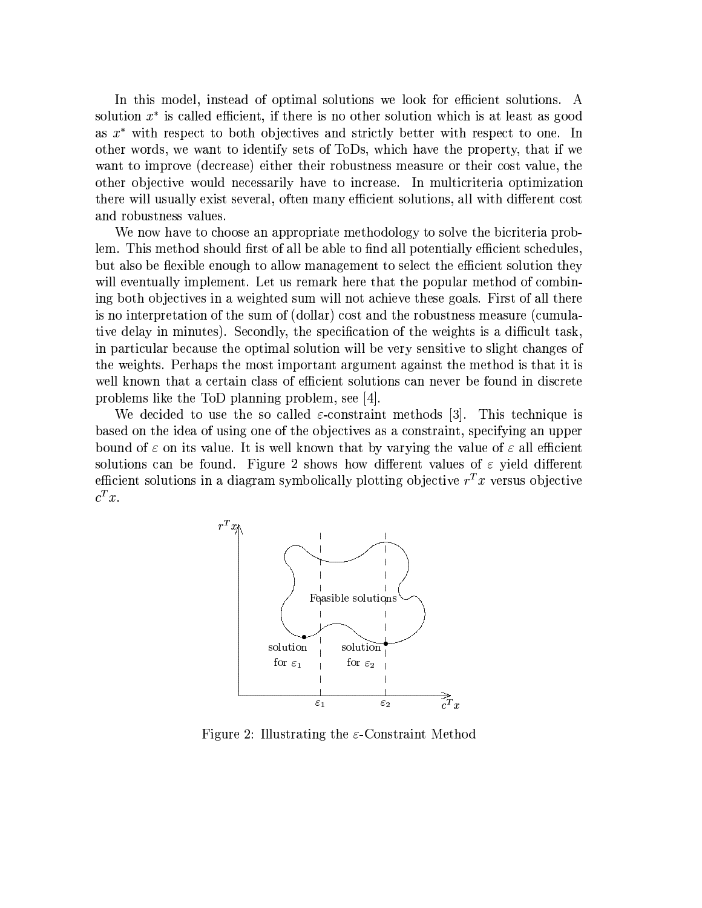In this model, instead of optimal solutions we look for efficient solutions. A solution $x^*$ is called efficient, if there is no other solution which is at least as good as $x^*$ with respect to both objectives and strictly better with respect to one. In other words, we want to identify sets of ToDs, which have the property, that if we want to improve (decrease) either their robustness measure or their cost value, the other objective would necessarily have to increase. In multicriteria optimization there will usually exist several, often many efficient solutions, all with different cost and robustness values.

We now have to choose an appropriate methodology to solve the bicriteria problem. This method should first of all be able to find all potentially efficient schedules, but also be flexible enough to allow management to select the efficient solution they will eventually implement. Let us remark here that the popular method of combining both objectives in a weighted sum will not achieve these goals. First of all there is no interpretation of the sum of (dollar) cost and the robustness measure (cumulative delay in minutes). Secondly, the specification of the weights is a difficult task, in particular because the optimal solution will be very sensitive to slight changes of the weights. Perhaps the most important argument against the method is that it is well known that a certain class of efficient solutions can never be found in discrete problems like the ToD planning problem, see [4].

We decided to use the so called $\varepsilon$-constraint methods [3]. This technique is based on the idea of using one of the objectives as a constraint, specifying an upper bound of $\varepsilon$ on its value. It is well known that by varying the value of $\varepsilon$ all efficient solutions can be found. Figure 2 shows how different values of $\varepsilon$ yield different efficient solutions in a diagram symbolically plotting objective $r^T x$ versus objective $c^T x$.

Figure 2: Illustrating the $\varepsilon$-Constraint Method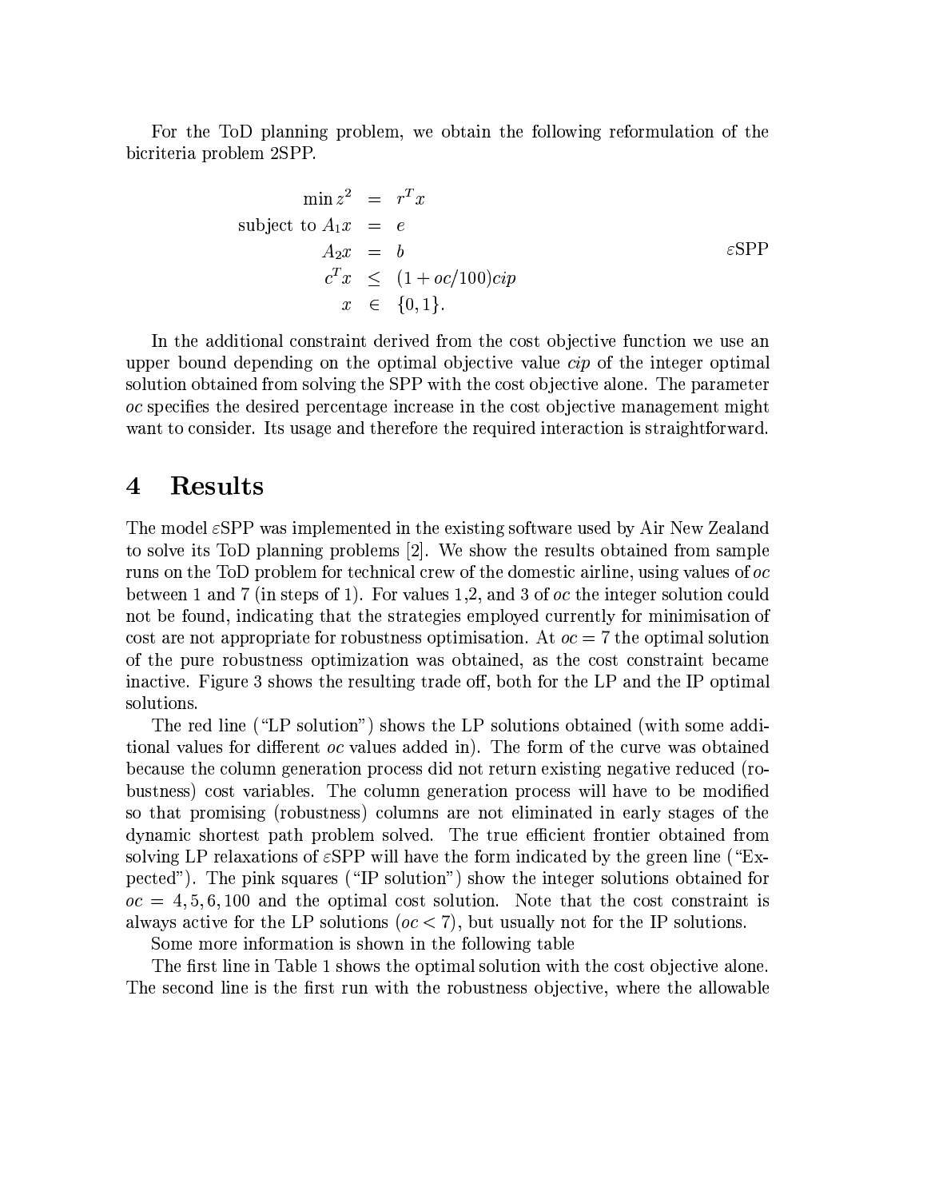For the ToD planning problem, we obtain the following reformulation of the bicriteria problem 2SPP.

$$
\begin{array}{rcl}
\min z^2 & = & r^T x \\
\text{subject to } A_1 x & = & e \\
A_2 x & = & b \\
c^T x & \leq & (1 + oc/100) cip \\
x & \in & \{0, 1\}.
\end{array}
\qquad \varepsilon\text{SPP}
$$

In the additional constraint derived from the cost objective function we use an upper bound depending on the optimal objective value *cip* of the integer optimal solution obtained from solving the SPP with the cost objective alone. The parameter *oc* specifies the desired percentage increase in the cost objective management might want to consider. Its usage and therefore the required interaction is straightforward.

# 4 Results

The model $\varepsilon$SPP was implemented in the existing software used by Air New Zealand to solve its ToD planning problems [2]. We show the results obtained from sample runs on the ToD problem for technical crew of the domestic airline, using values of *oc* between 1 and 7 (in steps of 1). For values 1,2, and 3 of *oc* the integer solution could not be found, indicating that the strategies employed currently for minimisation of cost are not appropriate for robustness optimisation. At $oc = 7$ the optimal solution of the pure robustness optimization was obtained, as the cost constraint became inactive. Figure 3 shows the resulting trade off, both for the LP and the IP optimal solutions.

The red line ("LP solution") shows the LP solutions obtained (with some additional values for different *oc* values added in). The form of the curve was obtained because the column generation process did not return existing negative reduced (robustness) cost variables. The column generation process will have to be modified so that promising (robustness) columns are not eliminated in early stages of the dynamic shortest path problem solved. The true efficient frontier obtained from solving LP relaxations of $\varepsilon$SPP will have the form indicated by the green line ("Expected"). The pink squares ("IP solution") show the integer solutions obtained for $oc = 4, 5, 6, 100$ and the optimal cost solution. Note that the cost constraint is always active for the LP solutions ($oc < 7$), but usually not for the IP solutions.

Some more information is shown in the following table

The first line in Table 1 shows the optimal solution with the cost objective alone. The second line is the first run with the robustness objective, where the allowable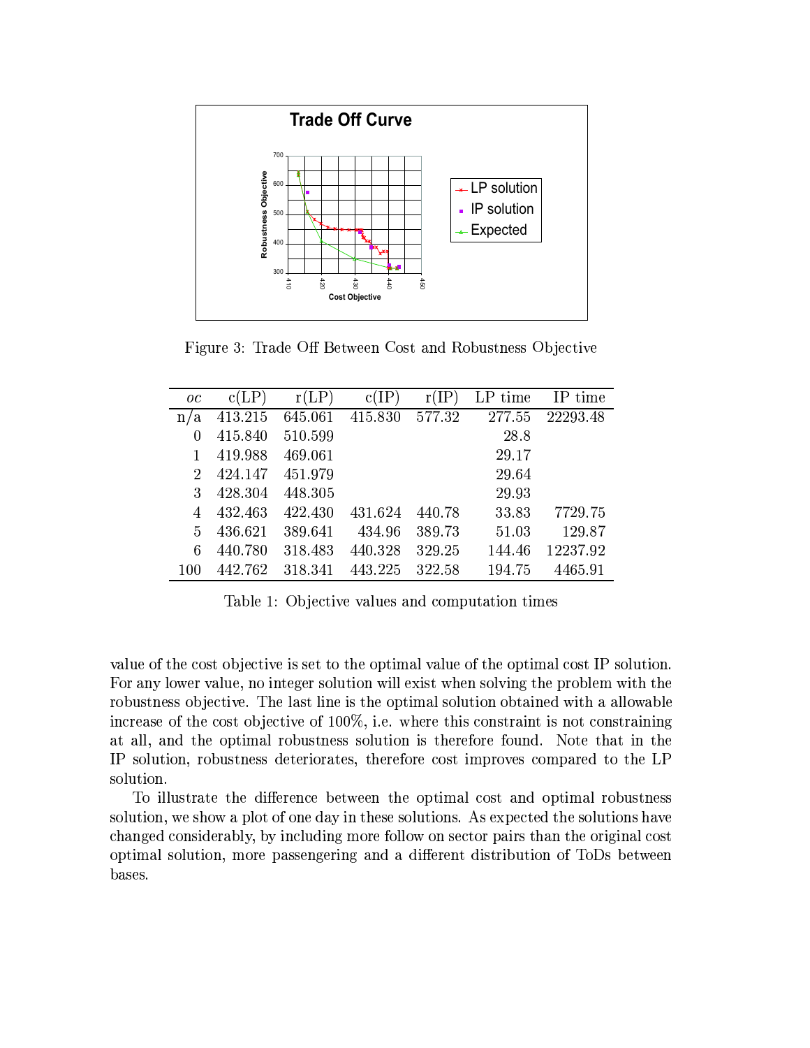Figure 3: Trade Off Between Cost and Robustness Objective

| *oc* | c(LP) | r(LP) | c(IP) | r(IP) | LP time | IP time |
|---|---|---|---|---|---|---|
| n/a | 413.215 | 645.061 | 415.830 | 577.32 | 277.55 | 22293.48 |
| 0 | 415.840 | 510.599 | | | 28.8 | |
| 1 | 419.988 | 469.061 | | | 29.17 | |
| 2 | 424.147 | 451.979 | | | 29.64 | |
| 3 | 428.304 | 448.305 | | | 29.93 | |
| 4 | 432.463 | 422.430 | 431.624 | 440.78 | 33.83 | 7729.75 |
| 5 | 436.621 | 389.641 | 434.96 | 389.73 | 51.03 | 129.87 |
| 6 | 440.780 | 318.483 | 440.328 | 329.25 | 144.46 | 12237.92 |
| 100 | 442.762 | 318.341 | 443.225 | 322.58 | 194.75 | 4465.91 |

Table 1: Objective values and computation times

value of the cost objective is set to the optimal value of the optimal cost IP solution. For any lower value, no integer solution will exist when solving the problem with the robustness objective. The last line is the optimal solution obtained with a allowable increase of the cost objective of 100%, i.e. where this constraint is not constraining at all, and the optimal robustness solution is therefore found. Note that in the IP solution, robustness deteriorates, therefore cost improves compared to the LP solution.

To illustrate the difference between the optimal cost and optimal robustness solution, we show a plot of one day in these solutions. As expected the solutions have changed considerably, by including more follow on sector pairs than the original cost optimal solution, more passengering and a different distribution of ToDs between bases.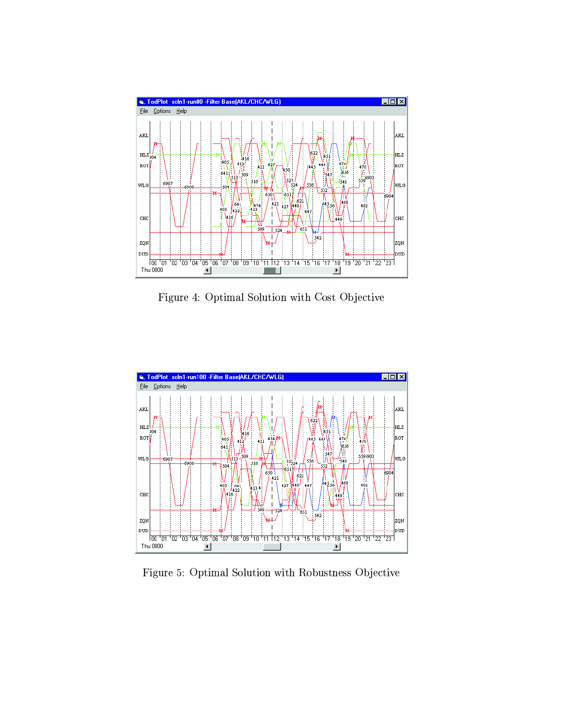Figure 4: Optimal Solution with Cost Objective

Figure 5: Optimal Solution with Robustness Objective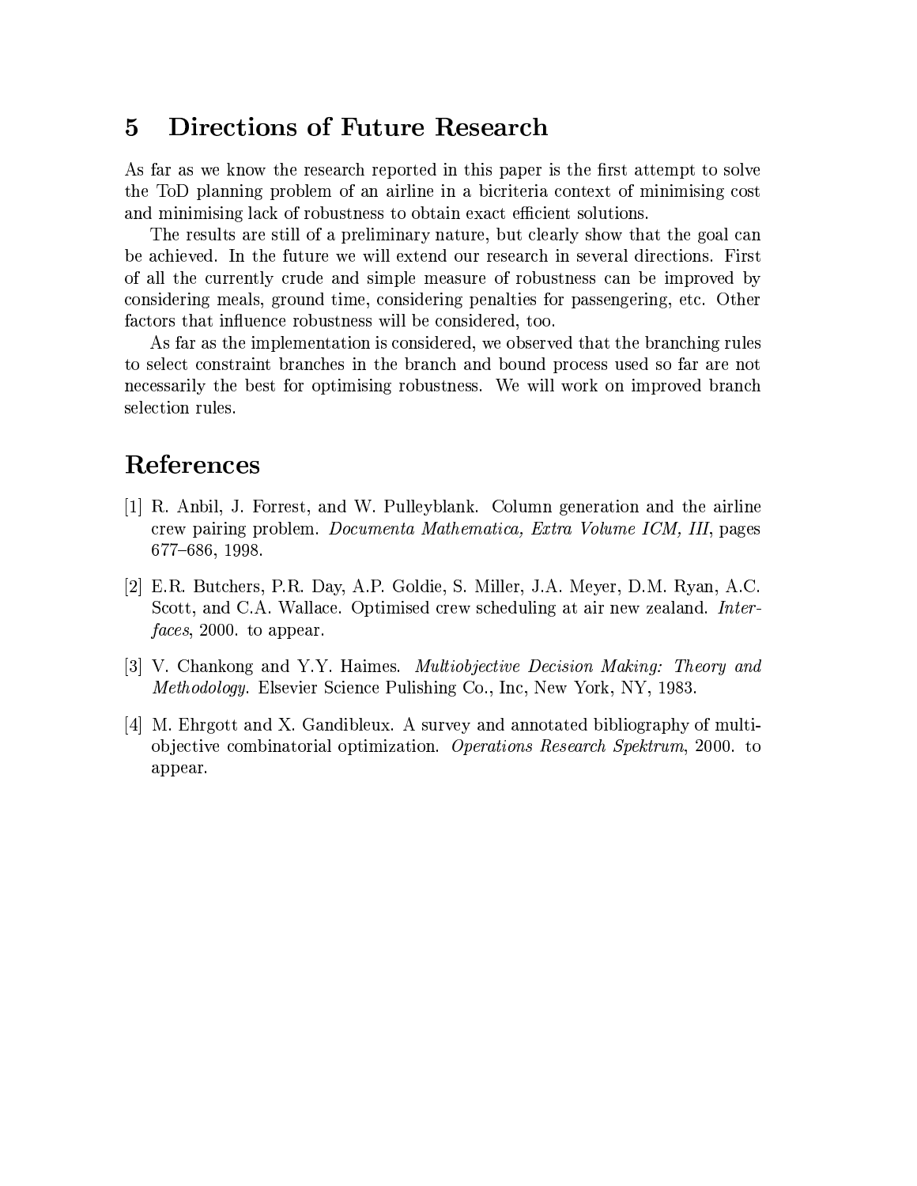## 5 Directions of Future Research

As far as we know the research reported in this paper is the first attempt to solve the ToD planning problem of an airline in a bicriteria context of minimising cost and minimising lack of robustness to obtain exact efficient solutions.

The results are still of a preliminary nature, but clearly show that the goal can be achieved. In the future we will extend our research in several directions. First of all the currently crude and simple measure of robustness can be improved by considering meals, ground time, considering penalties for passengering, etc. Other factors that influence robustness will be considered, too.

As far as the implementation is considered, we observed that the branching rules to select constraint branches in the branch and bound process used so far are not necessarily the best for optimising robustness. We will work on improved branch selection rules.

## References

[1] R. Anbil, J. Forrest, and W. Pulleyblank. Column generation and the airline crew pairing problem. *Documenta Mathematica, Extra Volume ICM, III*, pages 677–686, 1998.

[2] E.R. Butchers, P.R. Day, A.P. Goldie, S. Miller, J.A. Meyer, D.M. Ryan, A.C. Scott, and C.A. Wallace. Optimised crew scheduling at air new zealand. *Interfaces*, 2000. to appear.

[3] V. Chankong and Y.Y. Haimes. *Multiobjective Decision Making: Theory and Methodology.* Elsevier Science Pulishing Co., Inc, New York, NY, 1983.

[4] M. Ehrgott and X. Gandibleux. A survey and annotated bibliography of multiobjective combinatorial optimization. *Operations Research Spektrum*, 2000. to appear.